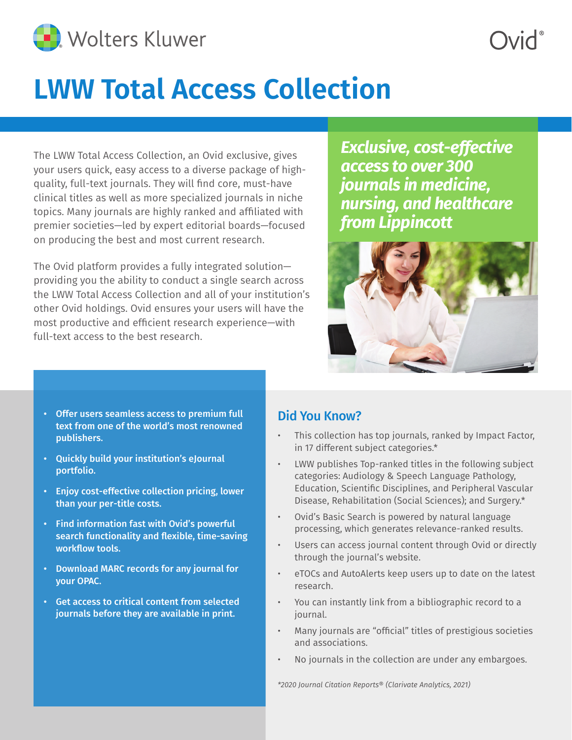# LWW Total Access Collection

The LWW Total Access Collection, an Ovid exclusive, gives your users quick, easy access to a diverse package of high-quality, full-text journals. They will find core, must-have clinical titles as well as more specialized journals in niche topics. Many journals are highly ranked and affiliated with premier societies—led by expert editorial boards—focused on producing the best and most current research.

The Ovid platform provides a fully integrated solution—providing you the ability to conduct a single search across the LWW Total Access Collection and all of your institution's other Ovid holdings. Ovid ensures your users will have the most productive and efficient research experience—with full-text access to the best research.

***Exclusive, cost-effective access to over 300 journals in medicine, nursing, and healthcare from Lippincott***

- **Offer users seamless access to premium full text from one of the world's most renowned publishers.**
- **Quickly build your institution's eJournal portfolio.**
- **Enjoy cost-effective collection pricing, lower than your per-title costs.**
- **Find information fast with Ovid's powerful search functionality and flexible, time-saving workflow tools.**
- **Download MARC records for any journal for your OPAC.**
- **Get access to critical content from selected journals before they are available in print.**

## Did You Know?

- This collection has top journals, ranked by Impact Factor, in 17 different subject categories.*
- LWW publishes Top-ranked titles in the following subject categories: Audiology & Speech Language Pathology, Education, Scientific Disciplines, and Peripheral Vascular Disease, Rehabilitation (Social Sciences); and Surgery.*
- Ovid's Basic Search is powered by natural language processing, which generates relevance-ranked results.
- Users can access journal content through Ovid or directly through the journal's website.
- eTOCs and AutoAlerts keep users up to date on the latest research.
- You can instantly link from a bibliographic record to a journal.
- Many journals are "official" titles of prestigious societies and associations.
- No journals in the collection are under any embargoes.

*\*2020 Journal Citation Reports® (Clarivate Analytics, 2021)*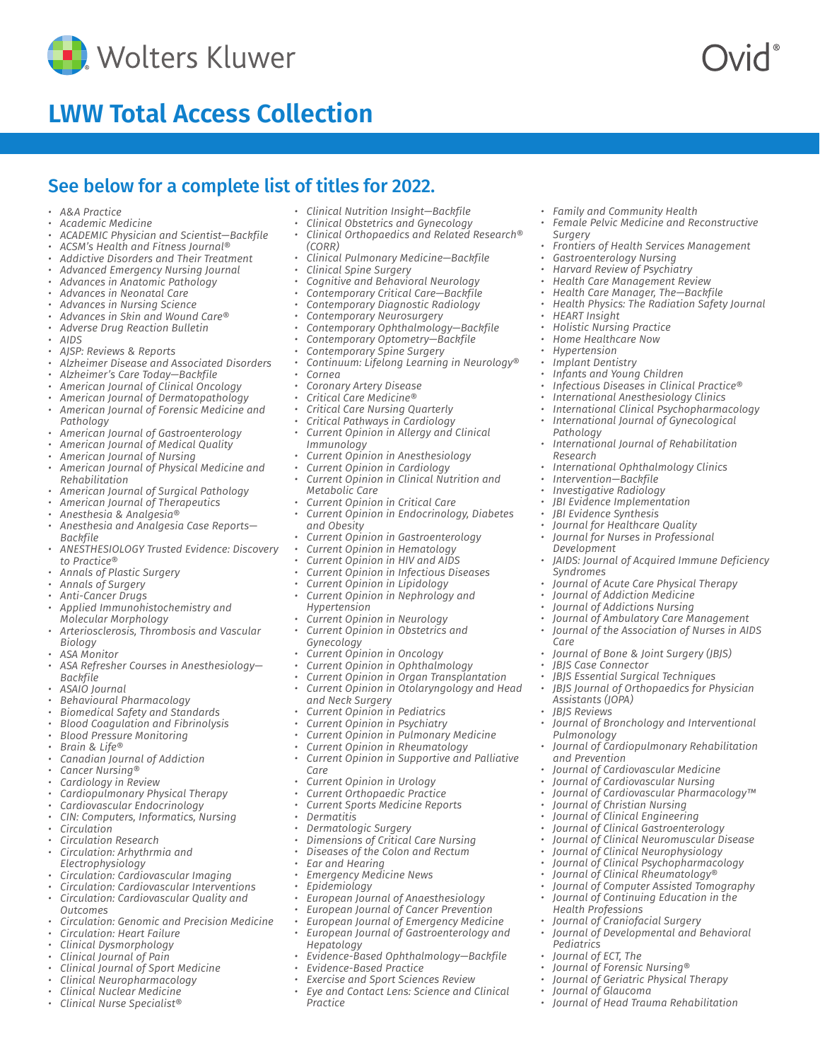# LWW Total Access Collection

## See below for a complete list of titles for 2022.

- *A&A Practice*
- *Academic Medicine*
- *ACADEMIC Physician and Scientist—Backfile*
- *ACSM's Health and Fitness Journal®*
- *Addictive Disorders and Their Treatment*
- *Advanced Emergency Nursing Journal*
- *Advances in Anatomic Pathology*
- *Advances in Neonatal Care*
- *Advances in Nursing Science*
- *Advances in Skin and Wound Care®*
- *Adverse Drug Reaction Bulletin*
- *AIDS*
- *AJSP: Reviews & Reports*
- *Alzheimer Disease and Associated Disorders*
- *Alzheimer's Care Today—Backfile*
- *American Journal of Clinical Oncology*
- *American Journal of Dermatopathology*
- *American Journal of Forensic Medicine and Pathology*
- *American Journal of Gastroenterology*
- *American Journal of Medical Quality*
- *American Journal of Nursing*
- *American Journal of Physical Medicine and Rehabilitation*
- *American Journal of Surgical Pathology*
- *American Journal of Therapeutics*
- *Anesthesia & Analgesia®*
- *Anesthesia and Analgesia Case Reports—Backfile*
- *ANESTHESIOLOGY Trusted Evidence: Discovery to Practice®*
- *Annals of Plastic Surgery*
- *Annals of Surgery*
- *Anti-Cancer Drugs*
- *Applied Immunohistochemistry and Molecular Morphology*
- *Arteriosclerosis, Thrombosis and Vascular Biology*
- *ASA Monitor*
- *ASA Refresher Courses in Anesthesiology—Backfile*
- *ASAIO Journal*
- *Behavioural Pharmacology*
- *Biomedical Safety and Standards*
- *Blood Coagulation and Fibrinolysis*
- *Blood Pressure Monitoring*
- *Brain & Life®*
- *Canadian Journal of Addiction*
- *Cancer Nursing®*
- *Cardiology in Review*
- *Cardiopulmonary Physical Therapy*
- *Cardiovascular Endocrinology*
- *CIN: Computers, Informatics, Nursing*
- *Circulation*
- *Circulation Research*
- *Circulation: Arhythrmia and Electrophysiology*
- *Circulation: Cardiovascular Imaging*
- *Circulation: Cardiovascular Interventions*
- *Circulation: Cardiovascular Quality and Outcomes*
- *Circulation: Genomic and Precision Medicine*
- *Circulation: Heart Failure*
- *Clinical Dysmorphology*
- *Clinical Journal of Pain*
- *Clinical Journal of Sport Medicine*
- *Clinical Neuropharmacology*
- *Clinical Nuclear Medicine*
- *Clinical Nurse Specialist®*
- *Clinical Nutrition Insight—Backfile*
- *Clinical Obstetrics and Gynecology*
- *Clinical Orthopaedics and Related Research® (CORR)*
- *Clinical Pulmonary Medicine—Backfile*
- *Clinical Spine Surgery*
- *Cognitive and Behavioral Neurology*
- *Contemporary Critical Care—Backfile*
- *Contemporary Diagnostic Radiology*
- *Contemporary Neurosurgery*
- *Contemporary Ophthalmology—Backfile*
- *Contemporary Optometry—Backfile*
- *Contemporary Spine Surgery*
- *Continuum: Lifelong Learning in Neurology®*
- *Cornea*
- *Coronary Artery Disease*
- *Critical Care Medicine®*
- *Critical Care Nursing Quarterly*
- *Critical Pathways in Cardiology*
- *Current Opinion in Allergy and Clinical Immunology*
- *Current Opinion in Anesthesiology*
- *Current Opinion in Cardiology*
- *Current Opinion in Clinical Nutrition and Metabolic Care*
- *Current Opinion in Critical Care*
- *Current Opinion in Endocrinology, Diabetes and Obesity*
- *Current Opinion in Gastroenterology*
- *Current Opinion in Hematology*
- *Current Opinion in HIV and AIDS*
- *Current Opinion in Infectious Diseases*
- *Current Opinion in Lipidology*
- *Current Opinion in Nephrology and Hypertension*
- *Current Opinion in Neurology*
- *Current Opinion in Obstetrics and Gynecology*
- *Current Opinion in Oncology*
- *Current Opinion in Ophthalmology*
- *Current Opinion in Organ Transplantation*
- *Current Opinion in Otolaryngology and Head and Neck Surgery*
- *Current Opinion in Pediatrics*
- *Current Opinion in Psychiatry*
- *Current Opinion in Pulmonary Medicine*
- *Current Opinion in Rheumatology*
- *Current Opinion in Supportive and Palliative Care*
- *Current Opinion in Urology*
- *Current Orthopaedic Practice*
- *Current Sports Medicine Reports*
- *Dermatitis*
- *Dermatologic Surgery*
- *Dimensions of Critical Care Nursing*
- *Diseases of the Colon and Rectum*
- *Ear and Hearing*
- *Emergency Medicine News*
- *Epidemiology*
- *European Journal of Anaesthesiology*
- *European Journal of Cancer Prevention*
- *European Journal of Emergency Medicine*
- *European Journal of Gastroenterology and Hepatology*
- *Evidence-Based Ophthalmology—Backfile*
- *Evidence-Based Practice*
- *Exercise and Sport Sciences Review*
- *Eye and Contact Lens: Science and Clinical Practice*
- *Family and Community Health*
- *Female Pelvic Medicine and Reconstructive Surgery*
- *Frontiers of Health Services Management*
- *Gastroenterology Nursing*
- *Harvard Review of Psychiatry*
- *Health Care Management Review*
- *Health Care Manager, The—Backfile*
- *Health Physics: The Radiation Safety Journal*
- *HEART Insight*
- *Holistic Nursing Practice*
- *Home Healthcare Now*
- *Hypertension*
- *Implant Dentistry*
- *Infants and Young Children*
- *Infectious Diseases in Clinical Practice®*
- *International Anesthesiology Clinics*
- *International Clinical Psychopharmacology*
- *International Journal of Gynecological Pathology*
- *International Journal of Rehabilitation Research*
- *International Ophthalmology Clinics*
- *Intervention—Backfile*
- *Investigative Radiology*
- *JBI Evidence Implementation*
- *JBI Evidence Synthesis*
- *Journal for Healthcare Quality*
- *Journal for Nurses in Professional Development*
- *JAIDS: Journal of Acquired Immune Deficiency Syndromes*
- *Journal of Acute Care Physical Therapy*
- *Journal of Addiction Medicine*
- *Journal of Addictions Nursing*
- *Journal of Ambulatory Care Management*
- *Journal of the Association of Nurses in AIDS Care*
- *Journal of Bone & Joint Surgery (JBJS)*
- *JBJS Case Connector*
- *JBJS Essential Surgical Techniques*
- *JBJS Journal of Orthopaedics for Physician Assistants (JOPA)*
- *JBJS Reviews*
- *Journal of Bronchology and Interventional Pulmonology*
- *Journal of Cardiopulmonary Rehabilitation and Prevention*
- *Journal of Cardiovascular Medicine*
- *Journal of Cardiovascular Nursing*
- *Journal of Cardiovascular Pharmacology™*
- *Journal of Christian Nursing*
- *Journal of Clinical Engineering*
- *Journal of Clinical Gastroenterology*
- *Journal of Clinical Neuromuscular Disease*
- *Journal of Clinical Neurophysiology*
- *Journal of Clinical Psychopharmacology*
- *Journal of Clinical Rheumatology®*
- *Journal of Computer Assisted Tomography*
- *Journal of Continuing Education in the Health Professions*
- *Journal of Craniofacial Surgery*
- *Journal of Developmental and Behavioral Pediatrics*
- *Journal of ECT, The*
- *Journal of Forensic Nursing®*
- *Journal of Geriatric Physical Therapy*
- *Journal of Glaucoma*
- *Journal of Head Trauma Rehabilitation*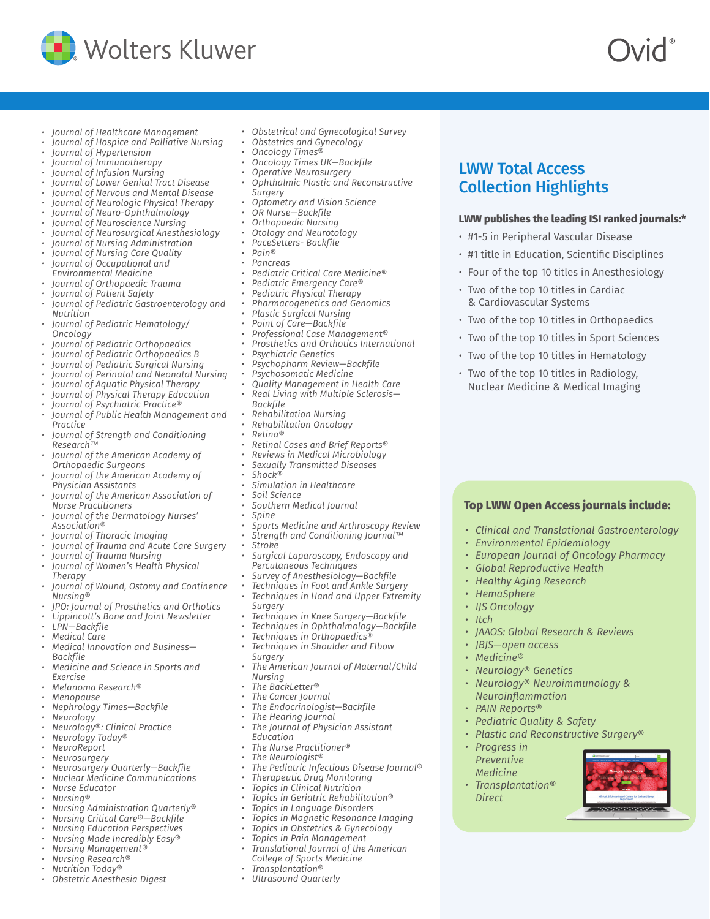- *Journal of Healthcare Management*
- *Journal of Hospice and Palliative Nursing*
- *Journal of Hypertension*
- *Journal of Immunotherapy*
- *Journal of Infusion Nursing*
- *Journal of Lower Genital Tract Disease*
- *Journal of Nervous and Mental Disease*
- *Journal of Neurologic Physical Therapy*
- *Journal of Neuro-Ophthalmology*
- *Journal of Neuroscience Nursing*
- *Journal of Neurosurgical Anesthesiology*
- *Journal of Nursing Administration*
- *Journal of Nursing Care Quality*
- *Journal of Occupational and Environmental Medicine*
- *Journal of Orthopaedic Trauma*
- *Journal of Patient Safety*
- *Journal of Pediatric Gastroenterology and Nutrition*
- *Journal of Pediatric Hematology/Oncology*
- *Journal of Pediatric Orthopaedics*
- *Journal of Pediatric Orthopaedics B*
- *Journal of Pediatric Surgical Nursing*
- *Journal of Perinatal and Neonatal Nursing*
- *Journal of Aquatic Physical Therapy*
- *Journal of Physical Therapy Education*
- *Journal of Psychiatric Practice®*
- *Journal of Public Health Management and Practice*
- *Journal of Strength and Conditioning Research™*
- *Journal of the American Academy of Orthopaedic Surgeons*
- *Journal of the American Academy of Physician Assistants*
- *Journal of the American Association of Nurse Practitioners*
- *Journal of the Dermatology Nurses' Association®*
- *Journal of Thoracic Imaging*
- *Journal of Trauma and Acute Care Surgery*
- *Journal of Trauma Nursing*
- *Journal of Women's Health Physical Therapy*
- *Journal of Wound, Ostomy and Continence Nursing®*
- *JPO: Journal of Prosthetics and Orthotics*
- *Lippincott's Bone and Joint Newsletter*
- *LPN—Backfile*
- *Medical Care*
- *Medical Innovation and Business—Backfile*
- *Medicine and Science in Sports and Exercise*
- *Melanoma Research®*
- *Menopause*
- *Nephrology Times—Backfile*
- *Neurology*
- *Neurology®: Clinical Practice*
- *Neurology Today®*
- *NeuroReport*
- *Neurosurgery*
- *Neurosurgery Quarterly—Backfile*
- *Nuclear Medicine Communications*
- *Nurse Educator*
- *Nursing®*
- *Nursing Administration Quarterly®*
- *Nursing Critical Care®—Backfile*
- *Nursing Education Perspectives*
- *Nursing Made Incredibly Easy®*
- *Nursing Management®*
- *Nursing Research®*
- *Nutrition Today®*
- *Obstetric Anesthesia Digest*
- *Obstetrical and Gynecological Survey*
- *Obstetrics and Gynecology*
- *Oncology Times®*
- *Oncology Times UK—Backfile*
- *Operative Neurosurgery*
- *Ophthalmic Plastic and Reconstructive Surgery*
- *Optometry and Vision Science*
- *OR Nurse—Backfile*
- *Orthopaedic Nursing*
- *Otology and Neurotology*
- *PaceSetters- Backfile*
- *Pain®*
- *Pancreas*
- *Pediatric Critical Care Medicine®*
- *Pediatric Emergency Care®*
- *Pediatric Physical Therapy*
- *Pharmacogenetics and Genomics*
- *Plastic Surgical Nursing*
- *Point of Care—Backfile*
- *Professional Case Management®*
- *Prosthetics and Orthotics International*
- *Psychiatric Genetics*
- *Psychopharm Review—Backfile*
- *Psychosomatic Medicine*
- *Quality Management in Health Care*
- *Real Living with Multiple Sclerosis—Backfile*
- *Rehabilitation Nursing*
- *Rehabilitation Oncology*
- *Retina®*
- *Retinal Cases and Brief Reports®*
- *Reviews in Medical Microbiology*
- *Sexually Transmitted Diseases*
- *Shock®*
- *Simulation in Healthcare*
- *Soil Science*
- *Southern Medical Journal*
- *Spine*
- *Sports Medicine and Arthroscopy Review*
- *Strength and Conditioning Journal™*
- *Stroke*
- *Surgical Laparoscopy, Endoscopy and Percutaneous Techniques*
- *Survey of Anesthesiology—Backfile*
- *Techniques in Foot and Ankle Surgery*
- *Techniques in Hand and Upper Extremity Surgery*
- *Techniques in Knee Surgery—Backfile*
- *Techniques in Ophthalmology—Backfile*
- *Techniques in Orthopaedics®*
- *Techniques in Shoulder and Elbow Surgery*
- *The American Journal of Maternal/Child Nursing*
- *The BackLetter®*
- *The Cancer Journal*
- *The Endocrinologist—Backfile*
- *The Hearing Journal*
- *The Journal of Physician Assistant Education*
- *The Nurse Practitioner®*
- *The Neurologist®*
- *The Pediatric Infectious Disease Journal®*
- *Therapeutic Drug Monitoring*
- *Topics in Clinical Nutrition*
- *Topics in Geriatric Rehabilitation®*
- *Topics in Language Disorders*
- *Topics in Magnetic Resonance Imaging*
- *Topics in Obstetrics & Gynecology*
- *Topics in Pain Management*
- *Translational Journal of the American College of Sports Medicine*
- *Transplantation®*
- *Ultrasound Quarterly*

## LWW Total Access Collection Highlights

**LWW publishes the leading ISI ranked journals:\***

- #1-5 in Peripheral Vascular Disease
- #1 title in Education, Scientific Disciplines
- Four of the top 10 titles in Anesthesiology
- Two of the top 10 titles in Cardiac & Cardiovascular Systems
- Two of the top 10 titles in Orthopaedics
- Two of the top 10 titles in Sport Sciences
- Two of the top 10 titles in Hematology
- Two of the top 10 titles in Radiology, Nuclear Medicine & Medical Imaging

### Top LWW Open Access journals include:

- *Clinical and Translational Gastroenterology*
- *Environmental Epidemiology*
- *European Journal of Oncology Pharmacy*
- *Global Reproductive Health*
- *Healthy Aging Research*
- *HemaSphere*
- *IJS Oncology*
- *Itch*
- *JAAOS: Global Research & Reviews*
- *JBJS—open access*
- *Medicine®*
- *Neurology® Genetics*
- *Neurology® Neuroimmunology & Neuroinflammation*
- *PAIN Reports®*
- *Pediatric Quality & Safety*
- *Plastic and Reconstructive Surgery®*
- *Progress in Preventive Medicine*
- *Transplantation® Direct*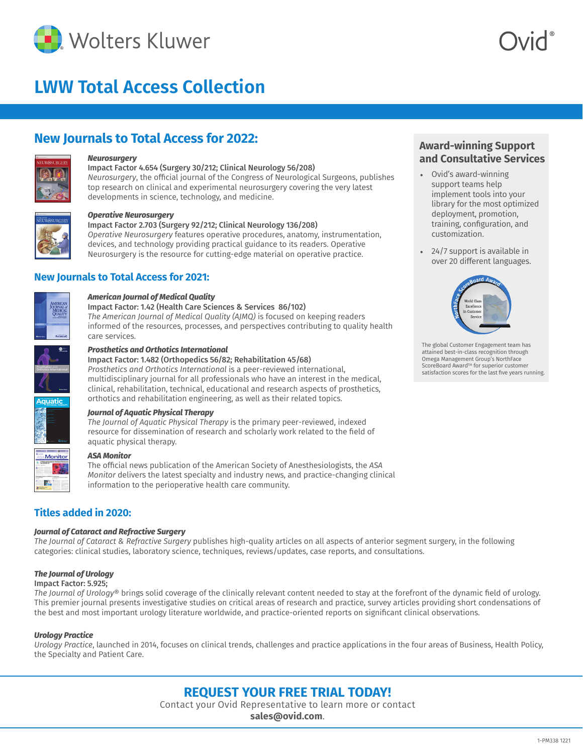Wolters Kluwer

Ovid®

# LWW Total Access Collection

## New Journals to Total Access for 2022:

***Neurosurgery***
**Impact Factor 4.654 (Surgery 30/212; Clinical Neurology 56/208)**
*Neurosurgery*, the official journal of the Congress of Neurological Surgeons, publishes top research on clinical and experimental neurosurgery covering the very latest developments in science, technology, and medicine.

***Operative Neurosurgery***
**Impact Factor 2.703 (Surgery 92/212; Clinical Neurology 136/208)**
*Operative Neurosurgery* features operative procedures, anatomy, instrumentation, devices, and technology providing practical guidance to its readers. Operative Neurosurgery is the resource for cutting-edge material on operative practice.

## New Journals to Total Access for 2021:

***American Journal of Medical Quality***
**Impact Factor: 1.42 (Health Care Sciences & Services 86/102)**
*The American Journal of Medical Quality (AJMQ)* is focused on keeping readers informed of the resources, processes, and perspectives contributing to quality health care services.

***Prosthetics and Orthotics International***
**Impact Factor: 1.482 (Orthopedics 56/82; Rehabilitation 45/68)**
*Prosthetics and Orthotics International* is a peer-reviewed international, multidisciplinary journal for all professionals who have an interest in the medical, clinical, rehabilitation, technical, educational and research aspects of prosthetics, orthotics and rehabilitation engineering, as well as their related topics.

***Journal of Aquatic Physical Therapy***
*The Journal of Aquatic Physical Therapy* is the primary peer-reviewed, indexed resource for dissemination of research and scholarly work related to the field of aquatic physical therapy.

***ASA Monitor***
The official news publication of the American Society of Anesthesiologists, the *ASA Monitor* delivers the latest specialty and industry news, and practice-changing clinical information to the perioperative health care community.

## Award-winning Support and Consultative Services

- Ovid's award-winning support teams help implement tools into your library for the most optimized deployment, promotion, training, configuration, and customization.
- 24/7 support is available in over 20 different languages.

The global Customer Engagement team has attained best-in-class recognition through Omega Management Group's NorthFace ScoreBoard Award™ for superior customer satisfaction scores for the last five years running.

## Titles added in 2020:

***Journal of Cataract and Refractive Surgery***
*The Journal of Cataract & Refractive Surgery* publishes high-quality articles on all aspects of anterior segment surgery, in the following categories: clinical studies, laboratory science, techniques, reviews/updates, case reports, and consultations.

***The Journal of Urology***
**Impact Factor: 5.925;**
*The Journal of Urology®* brings solid coverage of the clinically relevant content needed to stay at the forefront of the dynamic field of urology. This premier journal presents investigative studies on critical areas of research and practice, survey articles providing short condensations of the best and most important urology literature worldwide, and practice-oriented reports on significant clinical observations.

***Urology Practice***
*Urology Practice*, launched in 2014, focuses on clinical trends, challenges and practice applications in the four areas of Business, Health Policy, the Specialty and Patient Care.

## REQUEST YOUR FREE TRIAL TODAY!

Contact your Ovid Representative to learn more or contact **sales@ovid.com**.

1-PM338 1221